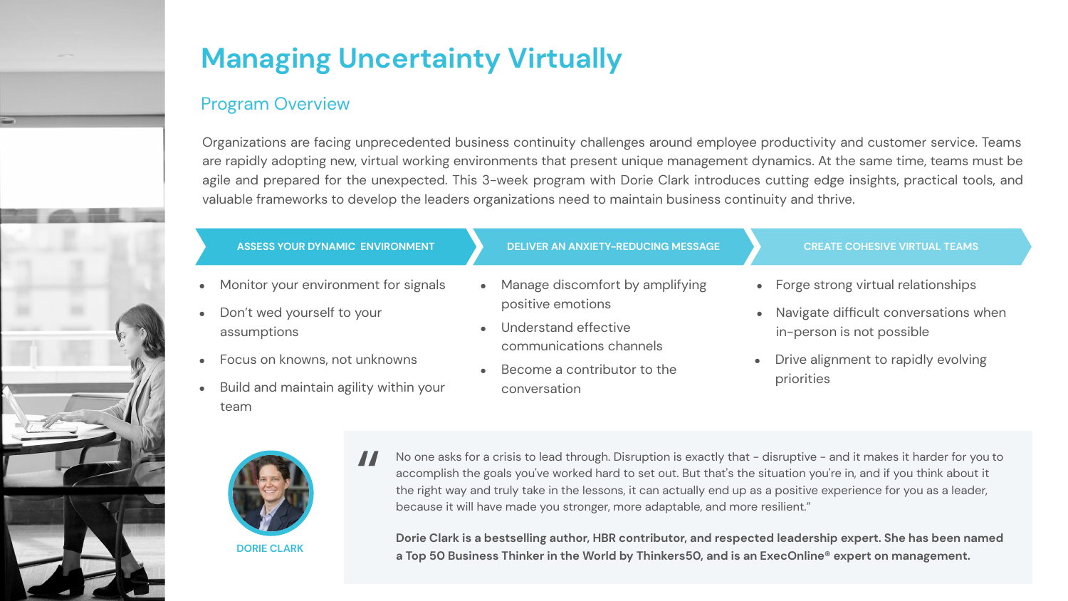# Managing Uncertainty Virtually

## Program Overview

Organizations are facing unprecedented business continuity challenges around employee productivity and customer service. Teams are rapidly adopting new, virtual working environments that present unique management dynamics. At the same time, teams must be agile and prepared for the unexpected. This 3-week program with Dorie Clark introduces cutting edge insights, practical tools, and valuable frameworks to develop the leaders organizations need to maintain business continuity and thrive.

### ASSESS YOUR DYNAMIC ENVIRONMENT

- Monitor your environment for signals
- Don't wed yourself to your assumptions
- Focus on knowns, not unknowns
- Build and maintain agility within your team

### DELIVER AN ANXIETY-REDUCING MESSAGE

- Manage discomfort by amplifying positive emotions
- Understand effective communications channels
- Become a contributor to the conversation

### CREATE COHESIVE VIRTUAL TEAMS

- Forge strong virtual relationships
- Navigate difficult conversations when in-person is not possible
- Drive alignment to rapidly evolving priorities

DORIE CLARK

> "No one asks for a crisis to lead through. Disruption is exactly that - disruptive - and it makes it harder for you to accomplish the goals you've worked hard to set out. But that's the situation you're in, and if you think about it the right way and truly take in the lessons, it can actually end up as a positive experience for you as a leader, because it will have made you stronger, more adaptable, and more resilient."

**Dorie Clark is a bestselling author, HBR contributor, and respected leadership expert. She has been named a Top 50 Business Thinker in the World by Thinkers50, and is an ExecOnline® expert on management.**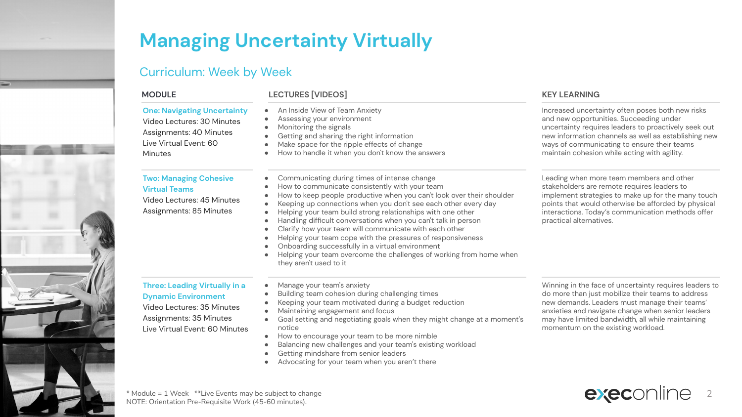# Managing Uncertainty Virtually

## Curriculum: Week by Week

| MODULE | LECTURES [VIDEOS] | KEY LEARNING |
| --- | --- | --- |
| **One: Navigating Uncertainty**<br>Video Lectures: 30 Minutes<br>Assignments: 40 Minutes<br>Live Virtual Event: 60 Minutes | • An Inside View of Team Anxiety<br>• Assessing your environment<br>• Monitoring the signals<br>• Getting and sharing the right information<br>• Make space for the ripple effects of change<br>• How to handle it when you don't know the answers | Increased uncertainty often poses both new risks and new opportunities. Succeeding under uncertainty requires leaders to proactively seek out new information channels as well as establishing new ways of communicating to ensure their teams maintain cohesion while acting with agility. |
| **Two: Managing Cohesive Virtual Teams**<br>Video Lectures: 45 Minutes<br>Assignments: 85 Minutes | • Communicating during times of intense change<br>• How to communicate consistently with your team<br>• How to keep people productive when you can't look over their shoulder<br>• Keeping up connections when you don't see each other every day<br>• Helping your team build strong relationships with one other<br>• Handling difficult conversations when you can't talk in person<br>• Clarify how your team will communicate with each other<br>• Helping your team cope with the pressures of responsiveness<br>• Onboarding successfully in a virtual environment<br>• Helping your team overcome the challenges of working from home when they aren't used to it | Leading when more team members and other stakeholders are remote requires leaders to implement strategies to make up for the many touch points that would otherwise be afforded by physical interactions. Today's communication methods offer practical alternatives. |
| **Three: Leading Virtually in a Dynamic Environment**<br>Video Lectures: 35 Minutes<br>Assignments: 35 Minutes<br>Live Virtual Event: 60 Minutes | • Manage your team's anxiety<br>• Building team cohesion during challenging times<br>• Keeping your team motivated during a budget reduction<br>• Maintaining engagement and focus<br>• Goal setting and negotiating goals when they might change at a moment's notice<br>• How to encourage your team to be more nimble<br>• Balancing new challenges and your team's existing workload<br>• Getting mindshare from senior leaders<br>• Advocating for your team when you aren't there | Winning in the face of uncertainty requires leaders to do more than just mobilize their teams to address new demands. Leaders must manage their teams' anxieties and navigate change when senior leaders may have limited bandwidth, all while maintaining momentum on the existing workload. |

\* Module = 1 Week  \*\*Live Events may be subject to change
NOTE: Orientation Pre-Requisite Work (45-60 minutes).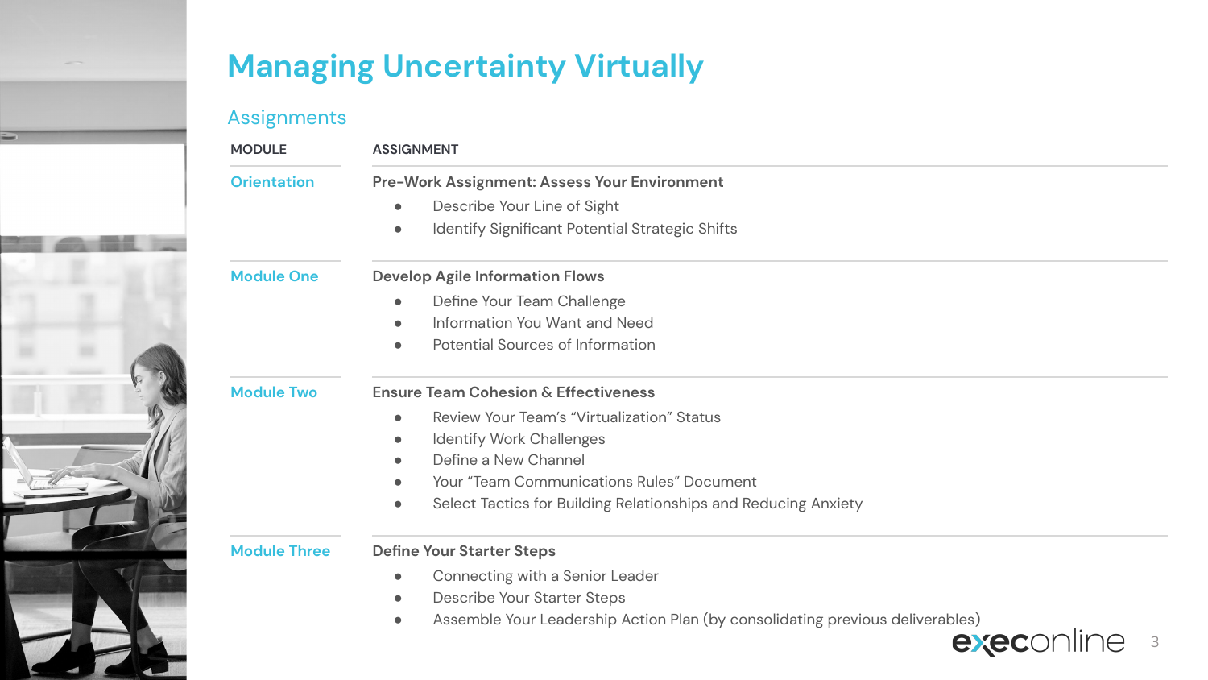# Managing Uncertainty Virtually

## Assignments

| MODULE | ASSIGNMENT |
| --- | --- |
| Orientation | **Pre-Work Assignment: Assess Your Environment**<br>• Describe Your Line of Sight<br>• Identify Significant Potential Strategic Shifts |
| Module One | **Develop Agile Information Flows**<br>• Define Your Team Challenge<br>• Information You Want and Need<br>• Potential Sources of Information |
| Module Two | **Ensure Team Cohesion & Effectiveness**<br>• Review Your Team's "Virtualization" Status<br>• Identify Work Challenges<br>• Define a New Channel<br>• Your "Team Communications Rules" Document<br>• Select Tactics for Building Relationships and Reducing Anxiety |
| Module Three | **Define Your Starter Steps**<br>• Connecting with a Senior Leader<br>• Describe Your Starter Steps<br>• Assemble Your Leadership Action Plan (by consolidating previous deliverables) |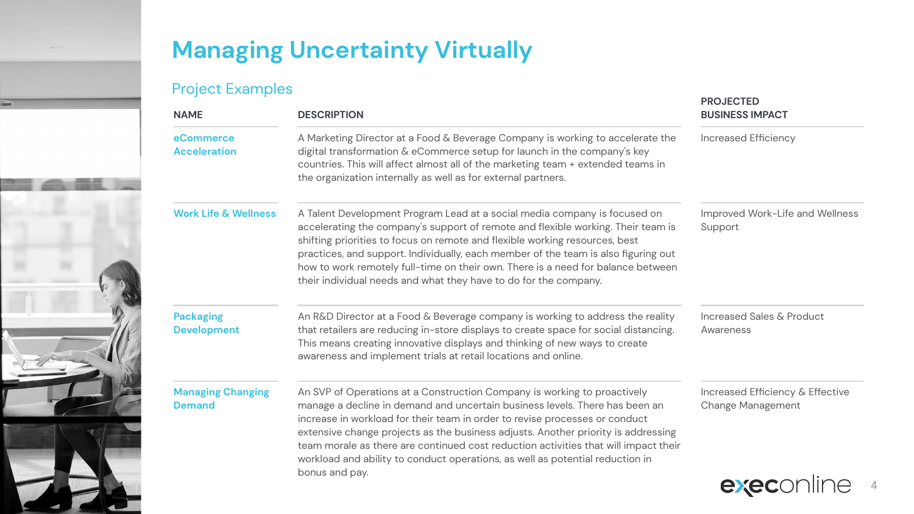# Managing Uncertainty Virtually

## Project Examples

| NAME | DESCRIPTION | PROJECTED BUSINESS IMPACT |
| --- | --- | --- |
| **eCommerce Acceleration** | A Marketing Director at a Food & Beverage Company is working to accelerate the digital transformation & eCommerce setup for launch in the company's key countries. This will affect almost all of the marketing team + extended teams in the organization internally as well as for external partners. | Increased Efficiency |
| **Work Life & Wellness** | A Talent Development Program Lead at a social media company is focused on accelerating the company's support of remote and flexible working. Their team is shifting priorities to focus on remote and flexible working resources, best practices, and support. Individually, each member of the team is also figuring out how to work remotely full-time on their own. There is a need for balance between their individual needs and what they have to do for the company. | Improved Work-Life and Wellness Support |
| **Packaging Development** | An R&D Director at a Food & Beverage company is working to address the reality that retailers are reducing in-store displays to create space for social distancing. This means creating innovative displays and thinking of new ways to create awareness and implement trials at retail locations and online. | Increased Sales & Product Awareness |
| **Managing Changing Demand** | An SVP of Operations at a Construction Company is working to proactively manage a decline in demand and uncertain business levels. There has been an increase in workload for their team in order to revise processes or conduct extensive change projects as the business adjusts. Another priority is addressing team morale as there are continued cost reduction activities that will impact their workload and ability to conduct operations, as well as potential reduction in bonus and pay. | Increased Efficiency & Effective Change Management |